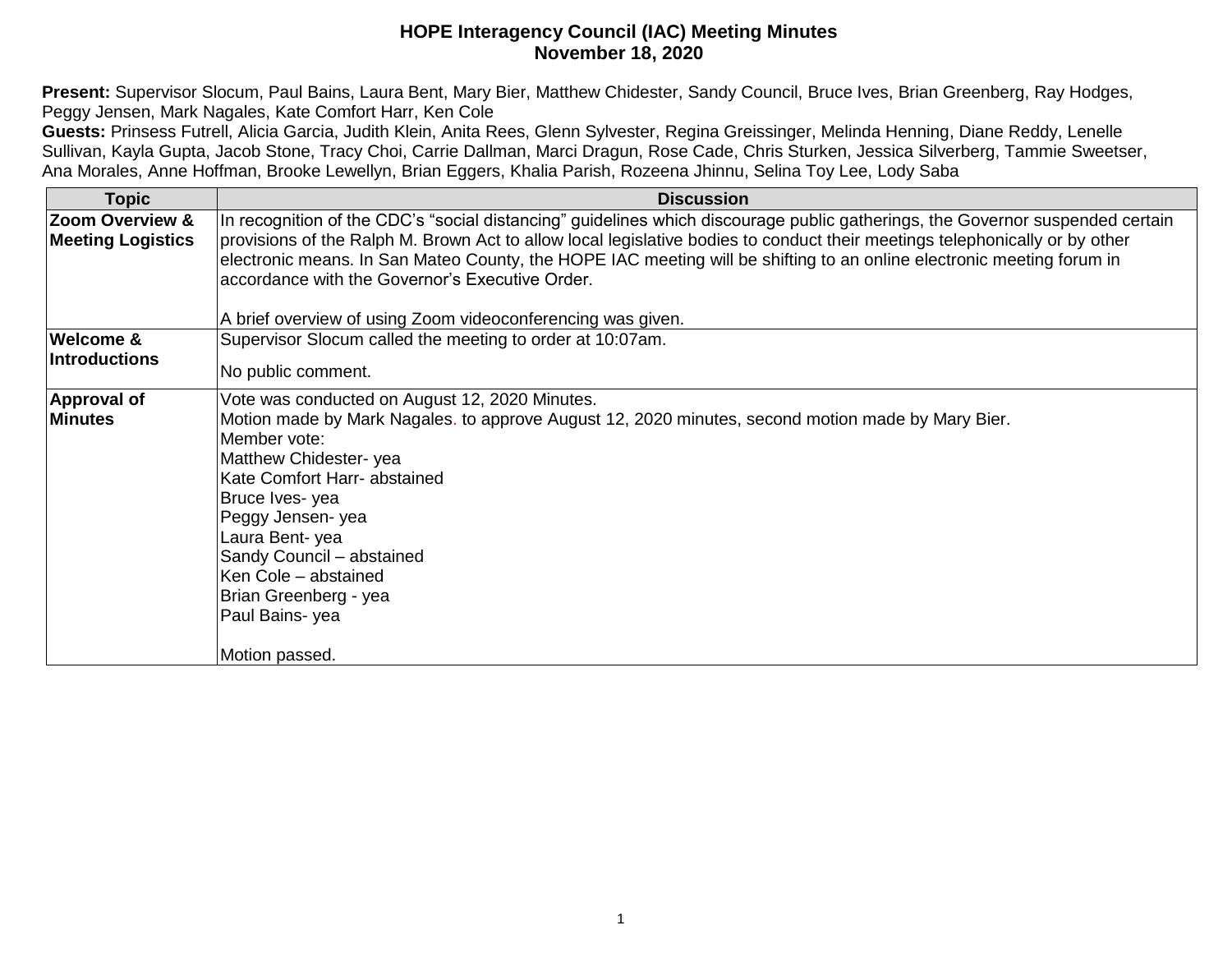# HOPE Interagency Council (IAC) Meeting Minutes
## November 18, 2020

**Present:** Supervisor Slocum, Paul Bains, Laura Bent, Mary Bier, Matthew Chidester, Sandy Council, Bruce Ives, Brian Greenberg, Ray Hodges, Peggy Jensen, Mark Nagales, Kate Comfort Harr, Ken Cole

**Guests:** Prinsess Futrell, Alicia Garcia, Judith Klein, Anita Rees, Glenn Sylvester, Regina Greissinger, Melinda Henning, Diane Reddy, Lenelle Sullivan, Kayla Gupta, Jacob Stone, Tracy Choi, Carrie Dallman, Marci Dragun, Rose Cade, Chris Sturken, Jessica Silverberg, Tammie Sweetser, Ana Morales, Anne Hoffman, Brooke Lewellyn, Brian Eggers, Khalia Parish, Rozeena Jhinnu, Selina Toy Lee, Lody Saba

| Topic | Discussion |
|---|---|
| **Zoom Overview & Meeting Logistics** | In recognition of the CDC's "social distancing" guidelines which discourage public gatherings, the Governor suspended certain provisions of the Ralph M. Brown Act to allow local legislative bodies to conduct their meetings telephonically or by other electronic means. In San Mateo County, the HOPE IAC meeting will be shifting to an online electronic meeting forum in accordance with the Governor's Executive Order.<br><br>A brief overview of using Zoom videoconferencing was given. |
| **Welcome & Introductions** | Supervisor Slocum called the meeting to order at 10:07am.<br><br>No public comment. |
| **Approval of Minutes** | Vote was conducted on August 12, 2020 Minutes.<br>Motion made by Mark Nagales. to approve August 12, 2020 minutes, second motion made by Mary Bier.<br>Member vote:<br>Matthew Chidester- yea<br>Kate Comfort Harr- abstained<br>Bruce Ives- yea<br>Peggy Jensen- yea<br>Laura Bent- yea<br>Sandy Council – abstained<br>Ken Cole – abstained<br>Brian Greenberg - yea<br>Paul Bains- yea<br><br>Motion passed. |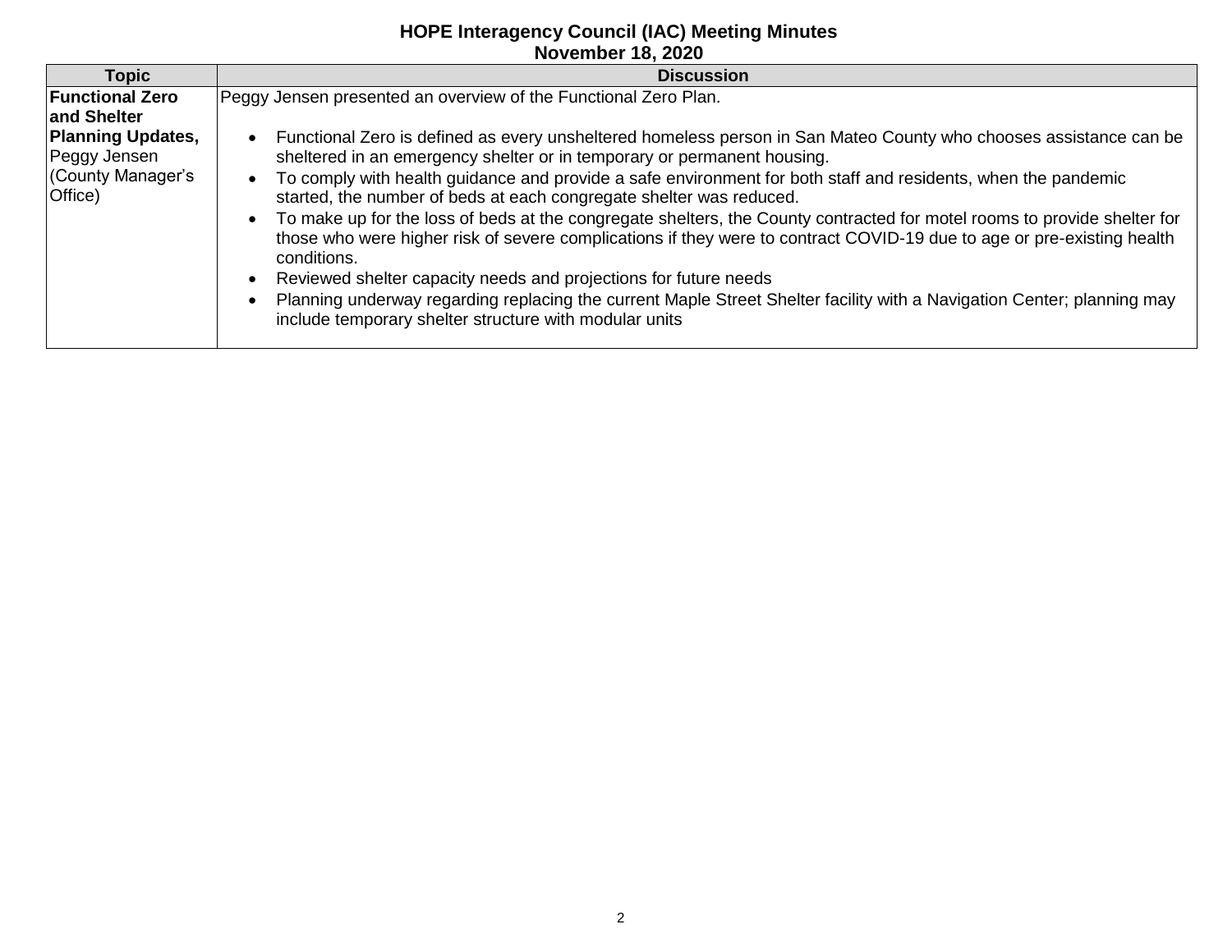# HOPE Interagency Council (IAC) Meeting Minutes
## November 18, 2020

| Topic | Discussion |
| --- | --- |
| **Functional Zero and Shelter Planning Updates,** Peggy Jensen (County Manager's Office) | Peggy Jensen presented an overview of the Functional Zero Plan.<br><br>• Functional Zero is defined as every unsheltered homeless person in San Mateo County who chooses assistance can be sheltered in an emergency shelter or in temporary or permanent housing.<br>• To comply with health guidance and provide a safe environment for both staff and residents, when the pandemic started, the number of beds at each congregate shelter was reduced.<br>• To make up for the loss of beds at the congregate shelters, the County contracted for motel rooms to provide shelter for those who were higher risk of severe complications if they were to contract COVID-19 due to age or pre-existing health conditions.<br>• Reviewed shelter capacity needs and projections for future needs<br>• Planning underway regarding replacing the current Maple Street Shelter facility with a Navigation Center; planning may include temporary shelter structure with modular units |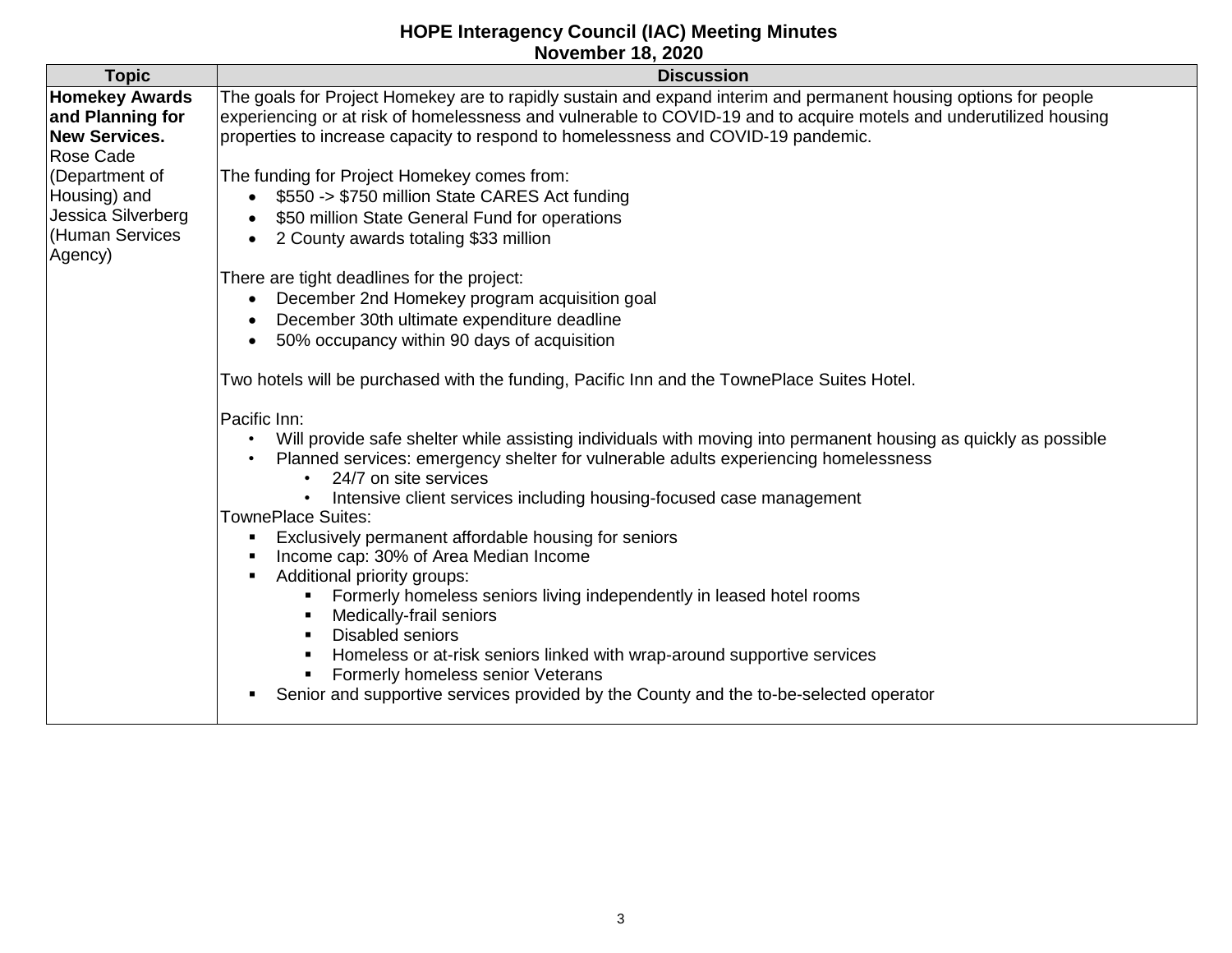**HOPE Interagency Council (IAC) Meeting Minutes**
**November 18, 2020**

| Topic | Discussion |
|---|---|
| **Homekey Awards and Planning for New Services.** Rose Cade (Department of Housing) and Jessica Silverberg (Human Services Agency) | The goals for Project Homekey are to rapidly sustain and expand interim and permanent housing options for people experiencing or at risk of homelessness and vulnerable to COVID-19 and to acquire motels and underutilized housing properties to increase capacity to respond to homelessness and COVID-19 pandemic.<br><br>The funding for Project Homekey comes from:<br>• $550 -> $750 million State CARES Act funding<br>• $50 million State General Fund for operations<br>• 2 County awards totaling $33 million<br><br>There are tight deadlines for the project:<br>• December 2nd Homekey program acquisition goal<br>• December 30th ultimate expenditure deadline<br>• 50% occupancy within 90 days of acquisition<br><br>Two hotels will be purchased with the funding, Pacific Inn and the TownePlace Suites Hotel.<br><br>Pacific Inn:<br>• Will provide safe shelter while assisting individuals with moving into permanent housing as quickly as possible<br>• Planned services: emergency shelter for vulnerable adults experiencing homelessness<br>&nbsp;&nbsp;&nbsp;&nbsp;• 24/7 on site services<br>&nbsp;&nbsp;&nbsp;&nbsp;• Intensive client services including housing-focused case management<br>TownePlace Suites:<br>▪ Exclusively permanent affordable housing for seniors<br>▪ Income cap: 30% of Area Median Income<br>▪ Additional priority groups:<br>&nbsp;&nbsp;&nbsp;&nbsp;▪ Formerly homeless seniors living independently in leased hotel rooms<br>&nbsp;&nbsp;&nbsp;&nbsp;▪ Medically-frail seniors<br>&nbsp;&nbsp;&nbsp;&nbsp;▪ Disabled seniors<br>&nbsp;&nbsp;&nbsp;&nbsp;▪ Homeless or at-risk seniors linked with wrap-around supportive services<br>&nbsp;&nbsp;&nbsp;&nbsp;▪ Formerly homeless senior Veterans<br>▪ Senior and supportive services provided by the County and the to-be-selected operator |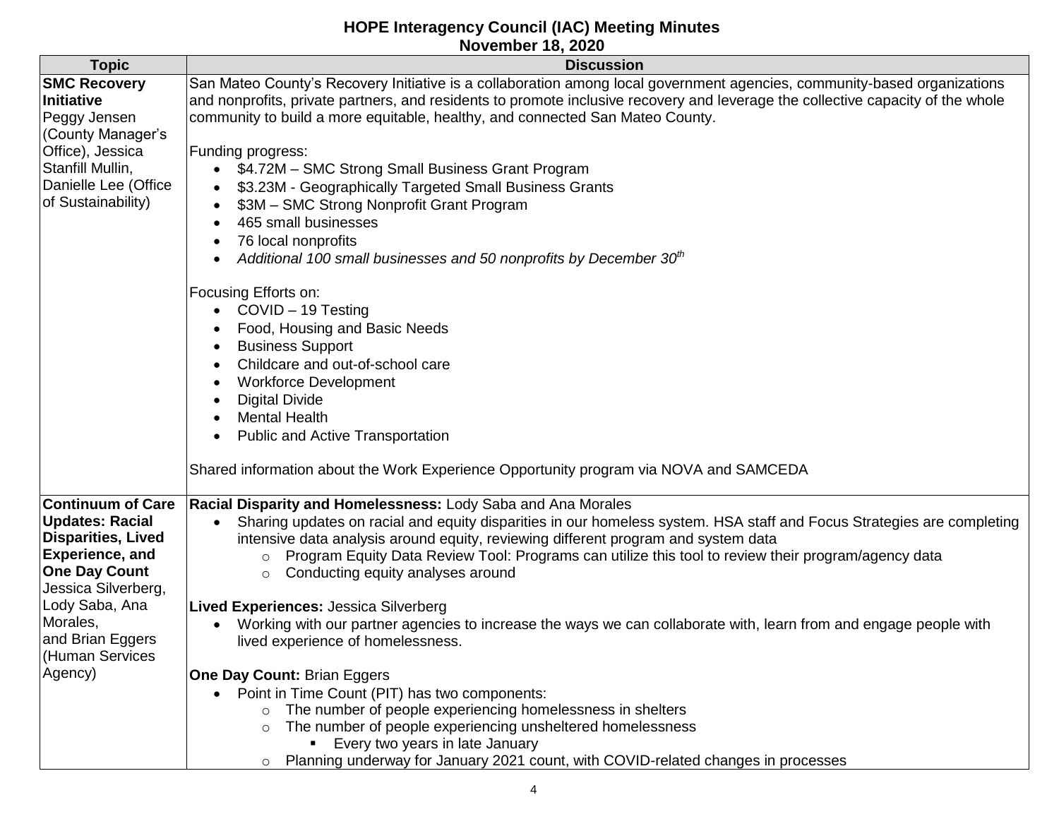# HOPE Interagency Council (IAC) Meeting Minutes
## November 18, 2020

| Topic | Discussion |
|---|---|
| **SMC Recovery Initiative**<br>Peggy Jensen (County Manager's Office), Jessica Stanfill Mullin, Danielle Lee (Office of Sustainability) | San Mateo County's Recovery Initiative is a collaboration among local government agencies, community-based organizations and nonprofits, private partners, and residents to promote inclusive recovery and leverage the collective capacity of the whole community to build a more equitable, healthy, and connected San Mateo County.<br><br>Funding progress:<br>• $4.72M – SMC Strong Small Business Grant Program<br>• $3.23M - Geographically Targeted Small Business Grants<br>• $3M – SMC Strong Nonprofit Grant Program<br>• 465 small businesses<br>• 76 local nonprofits<br>• *Additional 100 small businesses and 50 nonprofits by December 30th*<br><br>Focusing Efforts on:<br>• COVID – 19 Testing<br>• Food, Housing and Basic Needs<br>• Business Support<br>• Childcare and out-of-school care<br>• Workforce Development<br>• Digital Divide<br>• Mental Health<br>• Public and Active Transportation<br><br>Shared information about the Work Experience Opportunity program via NOVA and SAMCEDA |
| **Continuum of Care Updates: Racial Disparities, Lived Experience, and One Day Count**<br>Jessica Silverberg, Lody Saba, Ana Morales, and Brian Eggers (Human Services Agency) | **Racial Disparity and Homelessness:** Lody Saba and Ana Morales<br>• Sharing updates on racial and equity disparities in our homeless system. HSA staff and Focus Strategies are completing intensive data analysis around equity, reviewing different program and system data<br>&nbsp;&nbsp;&nbsp;&nbsp;○ Program Equity Data Review Tool: Programs can utilize this tool to review their program/agency data<br>&nbsp;&nbsp;&nbsp;&nbsp;○ Conducting equity analyses around<br><br>**Lived Experiences:** Jessica Silverberg<br>• Working with our partner agencies to increase the ways we can collaborate with, learn from and engage people with lived experience of homelessness.<br><br>**One Day Count:** Brian Eggers<br>• Point in Time Count (PIT) has two components:<br>&nbsp;&nbsp;&nbsp;&nbsp;○ The number of people experiencing homelessness in shelters<br>&nbsp;&nbsp;&nbsp;&nbsp;○ The number of people experiencing unsheltered homelessness<br>&nbsp;&nbsp;&nbsp;&nbsp;&nbsp;&nbsp;&nbsp;&nbsp;▪ Every two years in late January<br>&nbsp;&nbsp;&nbsp;&nbsp;○ Planning underway for January 2021 count, with COVID-related changes in processes |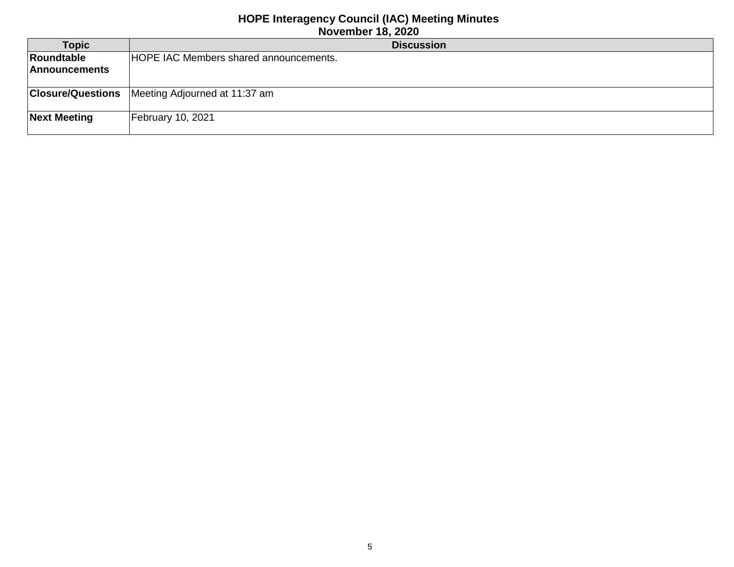**HOPE Interagency Council (IAC) Meeting Minutes**
**November 18, 2020**

| Topic | Discussion |
| --- | --- |
| **Roundtable Announcements** | HOPE IAC Members shared announcements. |
| **Closure/Questions** | Meeting Adjourned at 11:37 am |
| **Next Meeting** | February 10, 2021 |